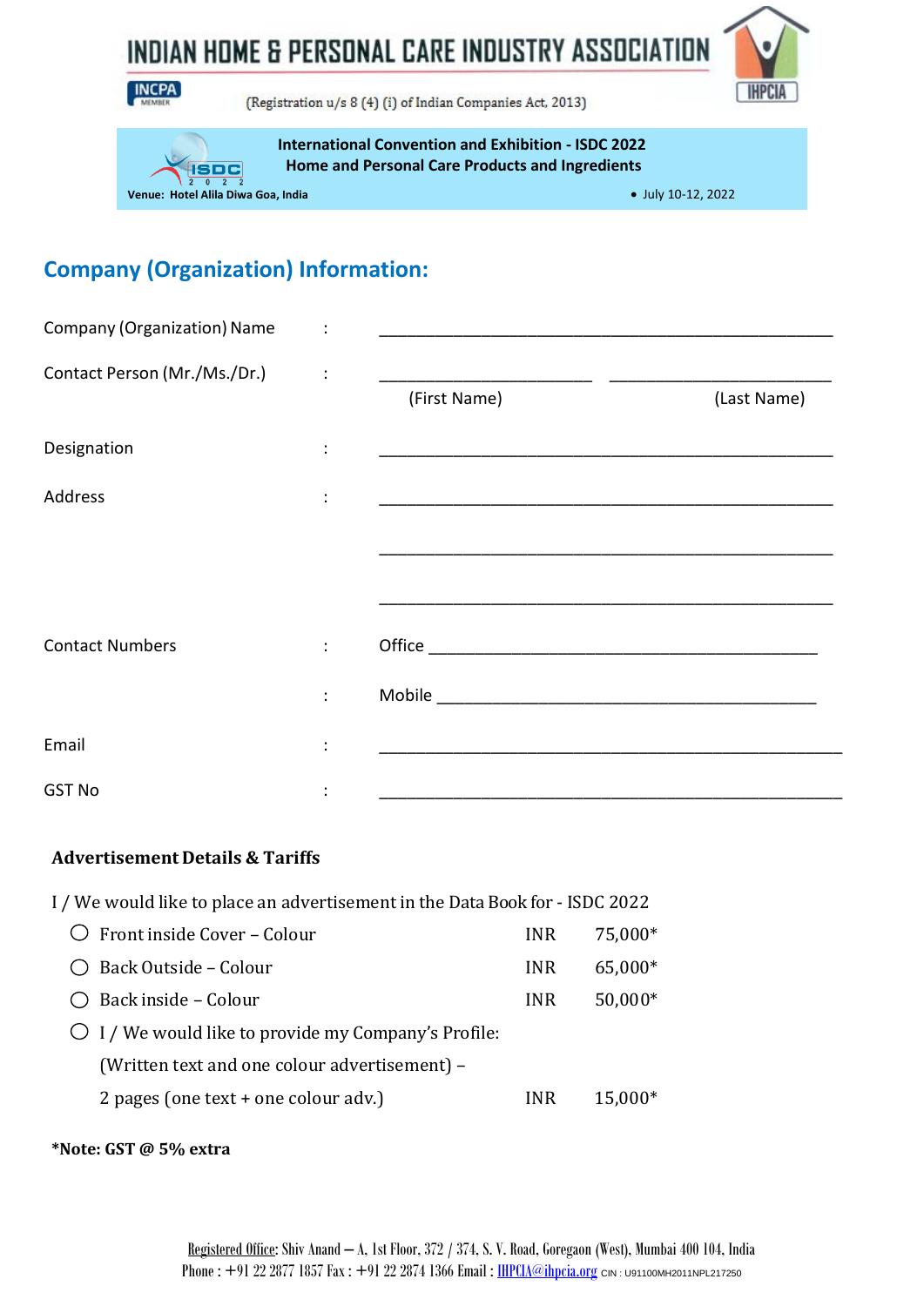# INDIAN HOME & PERSONAL CARE INDUSTRY ASSOCIATION

INCPA MEMBER

(Registration u/s 8 (4) (i) of Indian Companies Act, 2013)

IHPCIA

**International Convention and Exhibition - ISDC 2022**
**Home and Personal Care Products and Ingredients**

**Venue: Hotel Alila Diwa Goa, India**

• July 10-12, 2022

## Company (Organization) Information:

Company (Organization) Name : ______________________________________________

Contact Person (Mr./Ms./Dr.) : ______________________ ______________________

(First Name) (Last Name)

Designation : ______________________________________________

Address : ______________________________________________

______________________________________________

______________________________________________

Contact Numbers : Office ________________________________________

: Mobile ________________________________________

Email : ______________________________________________

GST No : ______________________________________________

### Advertisement Details & Tariffs

I / We would like to place an advertisement in the Data Book for - ISDC 2022

| | | |
|---|---|---|
| ○ Front inside Cover – Colour | INR | 75,000* |
| ○ Back Outside – Colour | INR | 65,000* |
| ○ Back inside – Colour | INR | 50,000* |
| ○ I / We would like to provide my Company's Profile: (Written text and one colour advertisement) – 2 pages (one text + one colour adv.) | INR | 15,000* |

**\*Note: GST @ 5% extra**

Registered Office: Shiv Anand – A, 1st Floor, 372 / 374, S. V. Road, Goregaon (West), Mumbai 400 104, India
Phone : +91 22 2877 1857 Fax : +91 22 2874 1366 Email : IHPCIA@ihpcia.org CIN : U91100MH2011NPL217250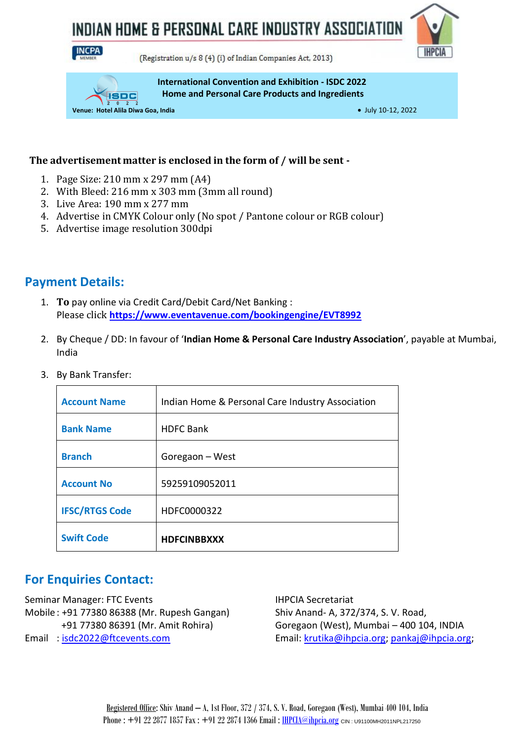# INDIAN HOME & PERSONAL CARE INDUSTRY ASSOCIATION

INCPA MEMBER

(Registration u/s 8 (4) (i) of Indian Companies Act, 2013)

IHPCIA

**International Convention and Exhibition - ISDC 2022**
**Home and Personal Care Products and Ingredients**

**Venue: Hotel Alila Diwa Goa, India**

- July 10-12, 2022

**The advertisement matter is enclosed in the form of / will be sent -**

1. Page Size: 210 mm x 297 mm (A4)
2. With Bleed: 216 mm x 303 mm (3mm all round)
3. Live Area: 190 mm x 277 mm
4. Advertise in CMYK Colour only (No spot / Pantone colour or RGB colour)
5. Advertise image resolution 300dpi

## Payment Details:

1. **To** pay online via Credit Card/Debit Card/Net Banking :
   Please click **https://www.eventavenue.com/bookingengine/EVT8992**

2. By Cheque / DD: In favour of '**Indian Home & Personal Care Industry Association**', payable at Mumbai, India

3. By Bank Transfer:

| | |
|---|---|
| **Account Name** | Indian Home & Personal Care Industry Association |
| **Bank Name** | HDFC Bank |
| **Branch** | Goregaon – West |
| **Account No** | 59259109052011 |
| **IFSC/RTGS Code** | HDFC0000322 |
| **Swift Code** | **HDFCINBBXXX** |

## For Enquiries Contact:

Seminar Manager: FTC Events
Mobile : +91 77380 86388 (Mr. Rupesh Gangan)
+91 77380 86391 (Mr. Amit Rohira)
Email : isdc2022@ftcevents.com

IHPCIA Secretariat
Shiv Anand- A, 372/374, S. V. Road,
Goregaon (West), Mumbai – 400 104, INDIA
Email: krutika@ihpcia.org; pankaj@ihpcia.org;

Registered Office: Shiv Anand – A, 1st Floor, 372 / 374, S. V. Road, Goregaon (West), Mumbai 400 104, India
Phone : +91 22 2877 1857 Fax : +91 22 2874 1366 Email : IHPCIA@ihpcia.org CIN : U91100MH2011NPL217250